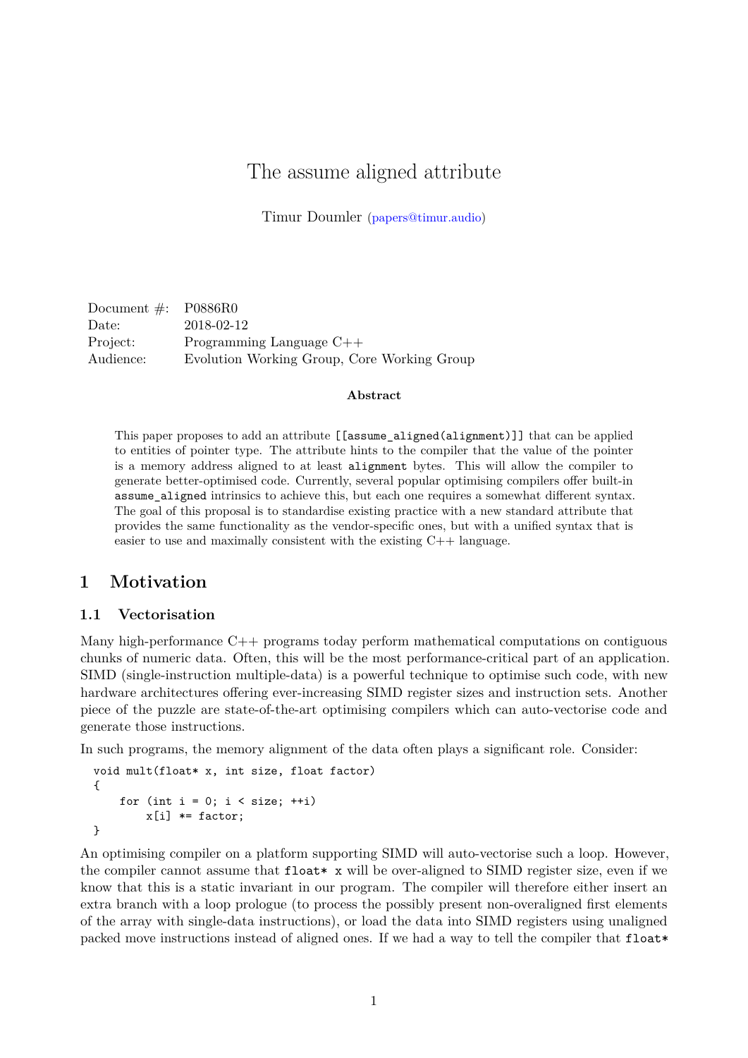# The assume aligned attribute

Timur Doumler (papers@timur.audio)

| | |
|---|---|
| Document #: | P0886R0 |
| Date: | 2018-02-12 |
| Project: | Programming Language C++ |
| Audience: | Evolution Working Group, Core Working Group |

**Abstract**

This paper proposes to add an attribute `[[assume_aligned(alignment)]]` that can be applied to entities of pointer type. The attribute hints to the compiler that the value of the pointer is a memory address aligned to at least `alignment` bytes. This will allow the compiler to generate better-optimised code. Currently, several popular optimising compilers offer built-in `assume_aligned` intrinsics to achieve this, but each one requires a somewhat different syntax. The goal of this proposal is to standardise existing practice with a new standard attribute that provides the same functionality as the vendor-specific ones, but with a unified syntax that is easier to use and maximally consistent with the existing C++ language.

## 1 Motivation

### 1.1 Vectorisation

Many high-performance C++ programs today perform mathematical computations on contiguous chunks of numeric data. Often, this will be the most performance-critical part of an application. SIMD (single-instruction multiple-data) is a powerful technique to optimise such code, with new hardware architectures offering ever-increasing SIMD register sizes and instruction sets. Another piece of the puzzle are state-of-the-art optimising compilers which can auto-vectorise code and generate those instructions.

In such programs, the memory alignment of the data often plays a significant role. Consider:

```
void mult(float* x, int size, float factor)
{
    for (int i = 0; i < size; ++i)
        x[i] *= factor;
}
```

An optimising compiler on a platform supporting SIMD will auto-vectorise such a loop. However, the compiler cannot assume that `float* x` will be over-aligned to SIMD register size, even if we know that this is a static invariant in our program. The compiler will therefore either insert an extra branch with a loop prologue (to process the possibly present non-overaligned first elements of the array with single-data instructions), or load the data into SIMD registers using unaligned packed move instructions instead of aligned ones. If we had a way to tell the compiler that `float*`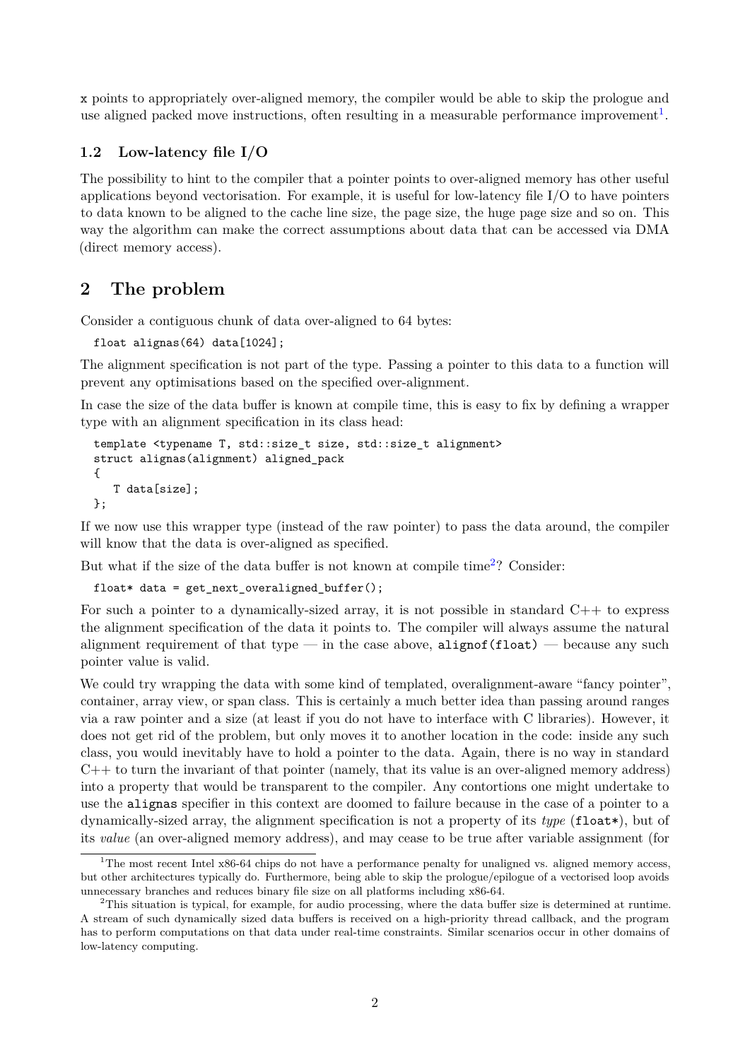x points to appropriately over-aligned memory, the compiler would be able to skip the prologue and use aligned packed move instructions, often resulting in a measurable performance improvement[1].

### 1.2 Low-latency file I/O

The possibility to hint to the compiler that a pointer points to over-aligned memory has other useful applications beyond vectorisation. For example, it is useful for low-latency file I/O to have pointers to data known to be aligned to the cache line size, the page size, the huge page size and so on. This way the algorithm can make the correct assumptions about data that can be accessed via DMA (direct memory access).

## 2 The problem

Consider a contiguous chunk of data over-aligned to 64 bytes:

```
float alignas(64) data[1024];
```

The alignment specification is not part of the type. Passing a pointer to this data to a function will prevent any optimisations based on the specified over-alignment.

In case the size of the data buffer is known at compile time, this is easy to fix by defining a wrapper type with an alignment specification in its class head:

```
template <typename T, std::size_t size, std::size_t alignment>
struct alignas(alignment) aligned_pack
{
   T data[size];
};
```

If we now use this wrapper type (instead of the raw pointer) to pass the data around, the compiler will know that the data is over-aligned as specified.

But what if the size of the data buffer is not known at compile time[2]? Consider:

```
float* data = get_next_overaligned_buffer();
```

For such a pointer to a dynamically-sized array, it is not possible in standard C++ to express the alignment specification of the data it points to. The compiler will always assume the natural alignment requirement of that type — in the case above, `alignof(float)` — because any such pointer value is valid.

We could try wrapping the data with some kind of templated, overalignment-aware "fancy pointer", container, array view, or span class. This is certainly a much better idea than passing around ranges via a raw pointer and a size (at least if you do not have to interface with C libraries). However, it does not get rid of the problem, but only moves it to another location in the code: inside any such class, you would inevitably have to hold a pointer to the data. Again, there is no way in standard C++ to turn the invariant of that pointer (namely, that its value is an over-aligned memory address) into a property that would be transparent to the compiler. Any contortions one might undertake to use the `alignas` specifier in this context are doomed to failure because in the case of a pointer to a dynamically-sized array, the alignment specification is not a property of its *type* (`float*`), but of its *value* (an over-aligned memory address), and may cease to be true after variable assignment (for

---

[1] The most recent Intel x86-64 chips do not have a performance penalty for unaligned vs. aligned memory access, but other architectures typically do. Furthermore, being able to skip the prologue/epilogue of a vectorised loop avoids unnecessary branches and reduces binary file size on all platforms including x86-64.

[2] This situation is typical, for example, for audio processing, where the data buffer size is determined at runtime. A stream of such dynamically sized data buffers is received on a high-priority thread callback, and the program has to perform computations on that data under real-time constraints. Similar scenarios occur in other domains of low-latency computing.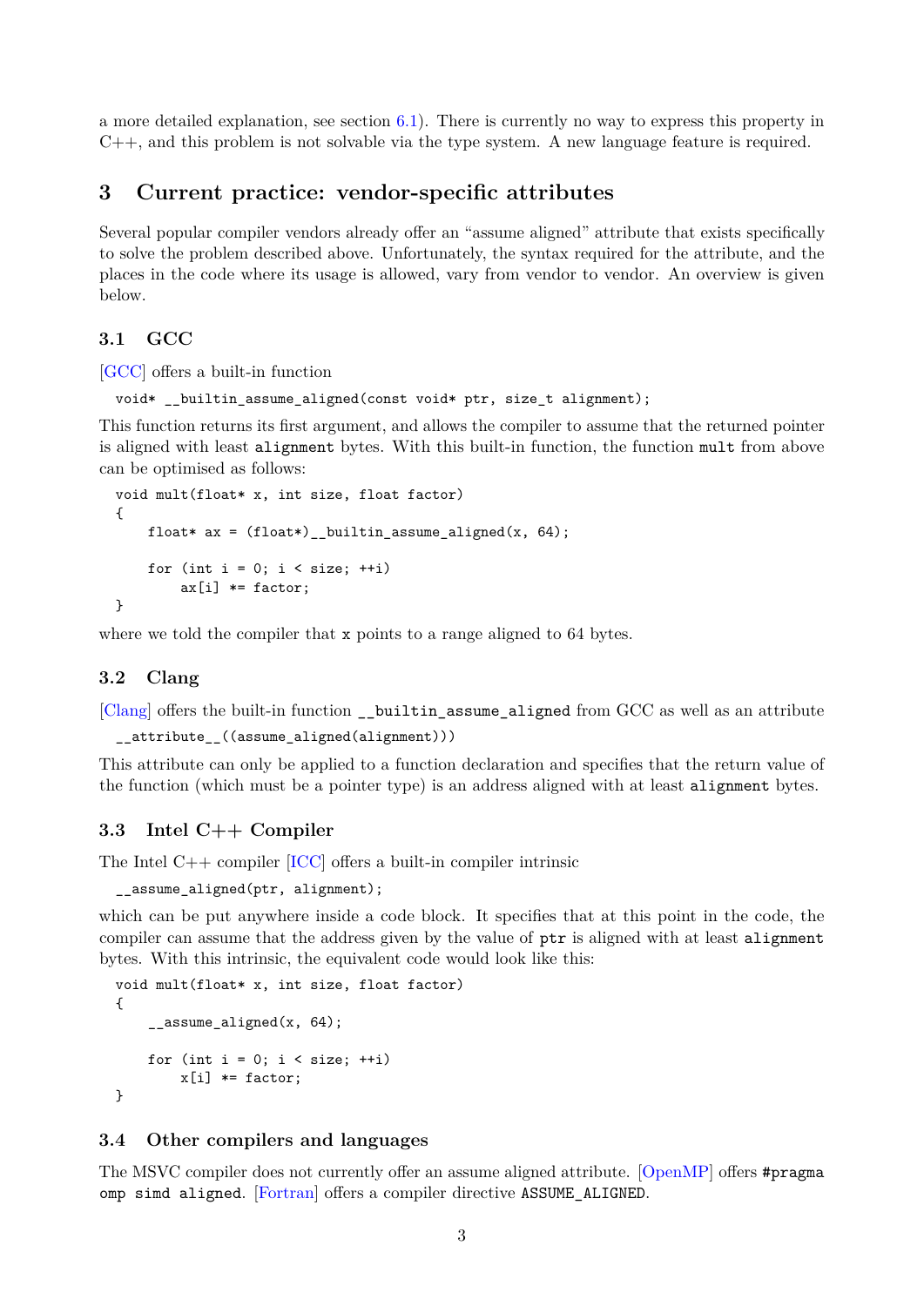a more detailed explanation, see section 6.1). There is currently no way to express this property in C++, and this problem is not solvable via the type system. A new language feature is required.

## 3 Current practice: vendor-specific attributes

Several popular compiler vendors already offer an "assume aligned" attribute that exists specifically to solve the problem described above. Unfortunately, the syntax required for the attribute, and the places in the code where its usage is allowed, vary from vendor to vendor. An overview is given below.

### 3.1 GCC

[GCC] offers a built-in function

```
void* __builtin_assume_aligned(const void* ptr, size_t alignment);
```

This function returns its first argument, and allows the compiler to assume that the returned pointer is aligned with least `alignment` bytes. With this built-in function, the function `mult` from above can be optimised as follows:

```
void mult(float* x, int size, float factor)
{
    float* ax = (float*)__builtin_assume_aligned(x, 64);

    for (int i = 0; i < size; ++i)
        ax[i] *= factor;
}
```

where we told the compiler that `x` points to a range aligned to 64 bytes.

### 3.2 Clang

[Clang] offers the built-in function `__builtin_assume_aligned` from GCC as well as an attribute

```
__attribute__((assume_aligned(alignment)))
```

This attribute can only be applied to a function declaration and specifies that the return value of the function (which must be a pointer type) is an address aligned with at least `alignment` bytes.

### 3.3 Intel C++ Compiler

The Intel C++ compiler [ICC] offers a built-in compiler intrinsic

```
__assume_aligned(ptr, alignment);
```

which can be put anywhere inside a code block. It specifies that at this point in the code, the compiler can assume that the address given by the value of `ptr` is aligned with at least `alignment` bytes. With this intrinsic, the equivalent code would look like this:

```
void mult(float* x, int size, float factor)
{
    __assume_aligned(x, 64);

    for (int i = 0; i < size; ++i)
        x[i] *= factor;
}
```

### 3.4 Other compilers and languages

The MSVC compiler does not currently offer an assume aligned attribute. [OpenMP] offers `#pragma omp simd aligned`. [Fortran] offers a compiler directive `ASSUME_ALIGNED`.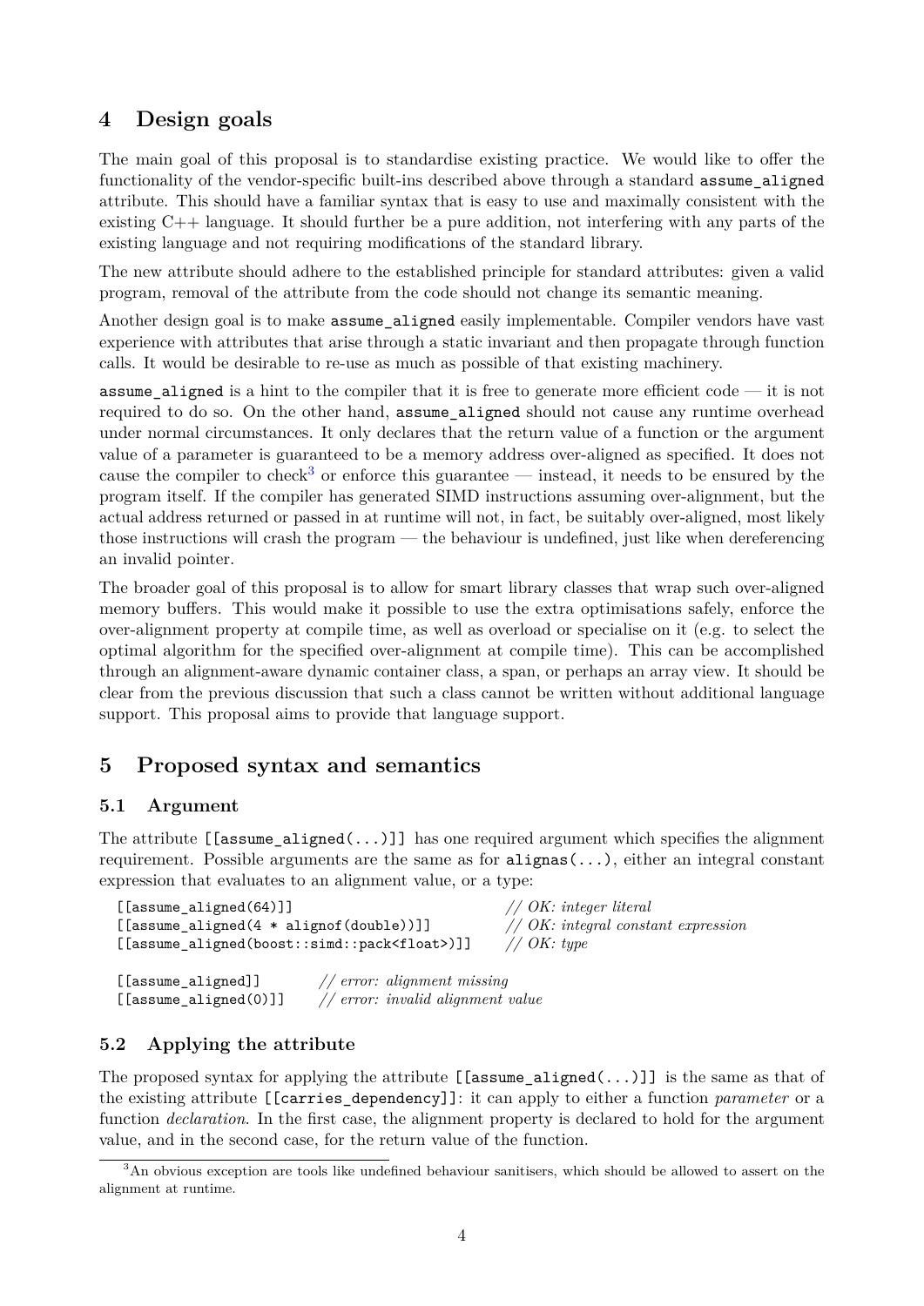## 4 Design goals

The main goal of this proposal is to standardise existing practice. We would like to offer the functionality of the vendor-specific built-ins described above through a standard `assume_aligned` attribute. This should have a familiar syntax that is easy to use and maximally consistent with the existing C++ language. It should further be a pure addition, not interfering with any parts of the existing language and not requiring modifications of the standard library.

The new attribute should adhere to the established principle for standard attributes: given a valid program, removal of the attribute from the code should not change its semantic meaning.

Another design goal is to make `assume_aligned` easily implementable. Compiler vendors have vast experience with attributes that arise through a static invariant and then propagate through function calls. It would be desirable to re-use as much as possible of that existing machinery.

`assume_aligned` is a hint to the compiler that it is free to generate more efficient code — it is not required to do so. On the other hand, `assume_aligned` should not cause any runtime overhead under normal circumstances. It only declares that the return value of a function or the argument value of a parameter is guaranteed to be a memory address over-aligned as specified. It does not cause the compiler to check[3] or enforce this guarantee — instead, it needs to be ensured by the program itself. If the compiler has generated SIMD instructions assuming over-alignment, but the actual address returned or passed in at runtime will not, in fact, be suitably over-aligned, most likely those instructions will crash the program — the behaviour is undefined, just like when dereferencing an invalid pointer.

The broader goal of this proposal is to allow for smart library classes that wrap such over-aligned memory buffers. This would make it possible to use the extra optimisations safely, enforce the over-alignment property at compile time, as well as overload or specialise on it (e.g. to select the optimal algorithm for the specified over-alignment at compile time). This can be accomplished through an alignment-aware dynamic container class, a span, or perhaps an array view. It should be clear from the previous discussion that such a class cannot be written without additional language support. This proposal aims to provide that language support.

## 5 Proposed syntax and semantics

### 5.1 Argument

The attribute `[[assume_aligned(...)]]` has one required argument which specifies the alignment requirement. Possible arguments are the same as for `alignas(...)`, either an integral constant expression that evaluates to an alignment value, or a type:

```
[[assume_aligned(64)]]                          // OK: integer literal
[[assume_aligned(4 * alignof(double))]]         // OK: integral constant expression
[[assume_aligned(boost::simd::pack<float>)]]    // OK: type

[[assume_aligned]]        // error: alignment missing
[[assume_aligned(0)]]     // error: invalid alignment value
```

### 5.2 Applying the attribute

The proposed syntax for applying the attribute `[[assume_aligned(...)]]` is the same as that of the existing attribute `[[carries_dependency]]`: it can apply to either a function *parameter* or a function *declaration*. In the first case, the alignment property is declared to hold for the argument value, and in the second case, for the return value of the function.

[3] An obvious exception are tools like undefined behaviour sanitisers, which should be allowed to assert on the alignment at runtime.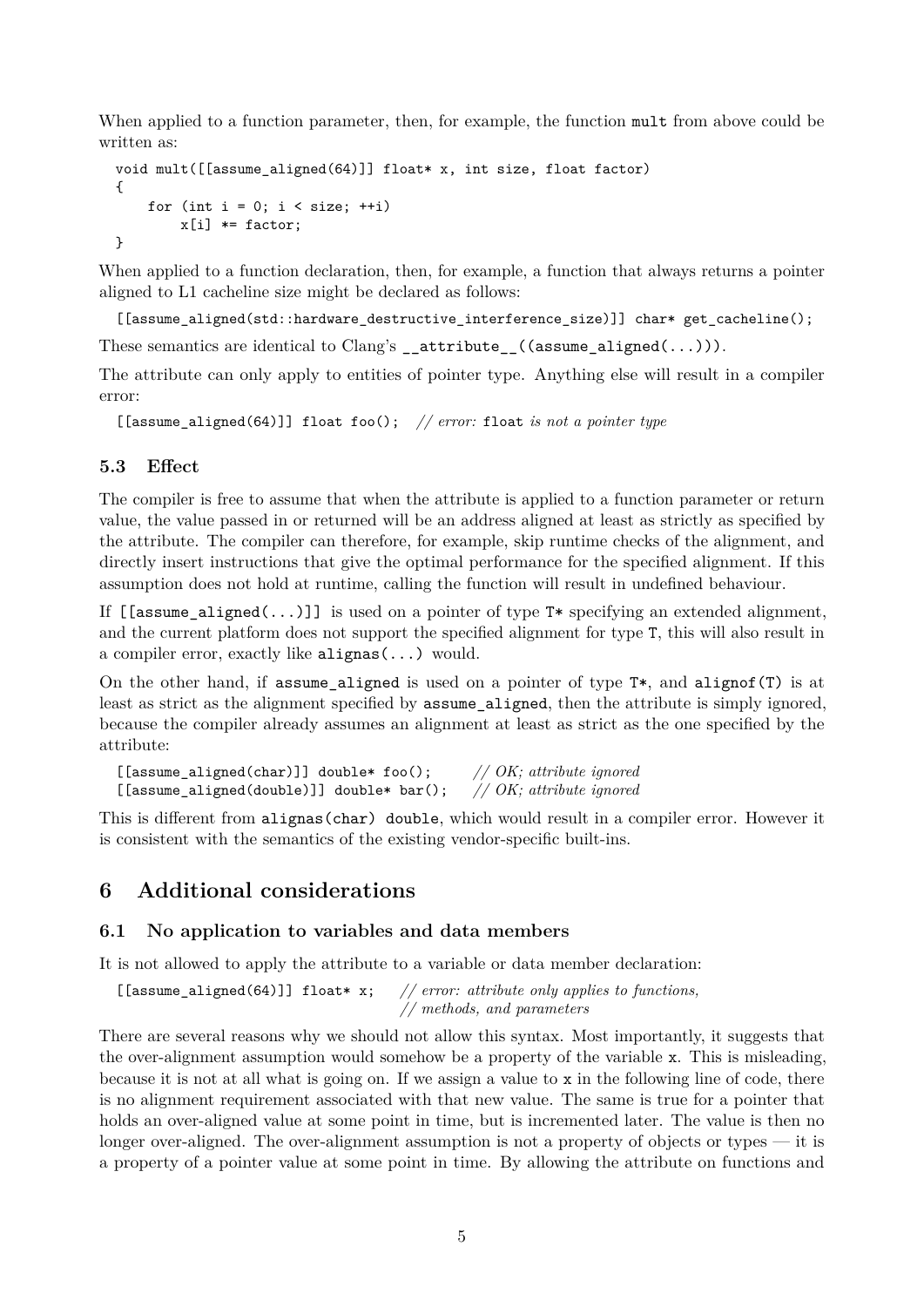When applied to a function parameter, then, for example, the function `mult` from above could be written as:

```
void mult([[assume_aligned(64)]] float* x, int size, float factor)
{
    for (int i = 0; i < size; ++i)
        x[i] *= factor;
}
```

When applied to a function declaration, then, for example, a function that always returns a pointer aligned to L1 cacheline size might be declared as follows:

```
[[assume_aligned(std::hardware_destructive_interference_size)]] char* get_cacheline();
```

These semantics are identical to Clang's `__attribute__((assume_aligned(...)))`.

The attribute can only apply to entities of pointer type. Anything else will result in a compiler error:

```
[[assume_aligned(64)]] float foo();  // error: float is not a pointer type
```

### 5.3 Effect

The compiler is free to assume that when the attribute is applied to a function parameter or return value, the value passed in or returned will be an address aligned at least as strictly as specified by the attribute. The compiler can therefore, for example, skip runtime checks of the alignment, and directly insert instructions that give the optimal performance for the specified alignment. If this assumption does not hold at runtime, calling the function will result in undefined behaviour.

If `[[assume_aligned(...)]]` is used on a pointer of type `T*` specifying an extended alignment, and the current platform does not support the specified alignment for type `T`, this will also result in a compiler error, exactly like `alignas(...)` would.

On the other hand, if `assume_aligned` is used on a pointer of type `T*`, and `alignof(T)` is at least as strict as the alignment specified by `assume_aligned`, then the attribute is simply ignored, because the compiler already assumes an alignment at least as strict as the one specified by the attribute:

```
[[assume_aligned(char)]] double* foo();      // OK; attribute ignored
[[assume_aligned(double)]] double* bar();    // OK; attribute ignored
```

This is different from `alignas(char) double`, which would result in a compiler error. However it is consistent with the semantics of the existing vendor-specific built-ins.

## 6 Additional considerations

### 6.1 No application to variables and data members

It is not allowed to apply the attribute to a variable or data member declaration:

```
[[assume_aligned(64)]] float* x;    // error: attribute only applies to functions,
                                    // methods, and parameters
```

There are several reasons why we should not allow this syntax. Most importantly, it suggests that the over-alignment assumption would somehow be a property of the variable `x`. This is misleading, because it is not at all what is going on. If we assign a value to `x` in the following line of code, there is no alignment requirement associated with that new value. The same is true for a pointer that holds an over-aligned value at some point in time, but is incremented later. The value is then no longer over-aligned. The over-alignment assumption is not a property of objects or types — it is a property of a pointer value at some point in time. By allowing the attribute on functions and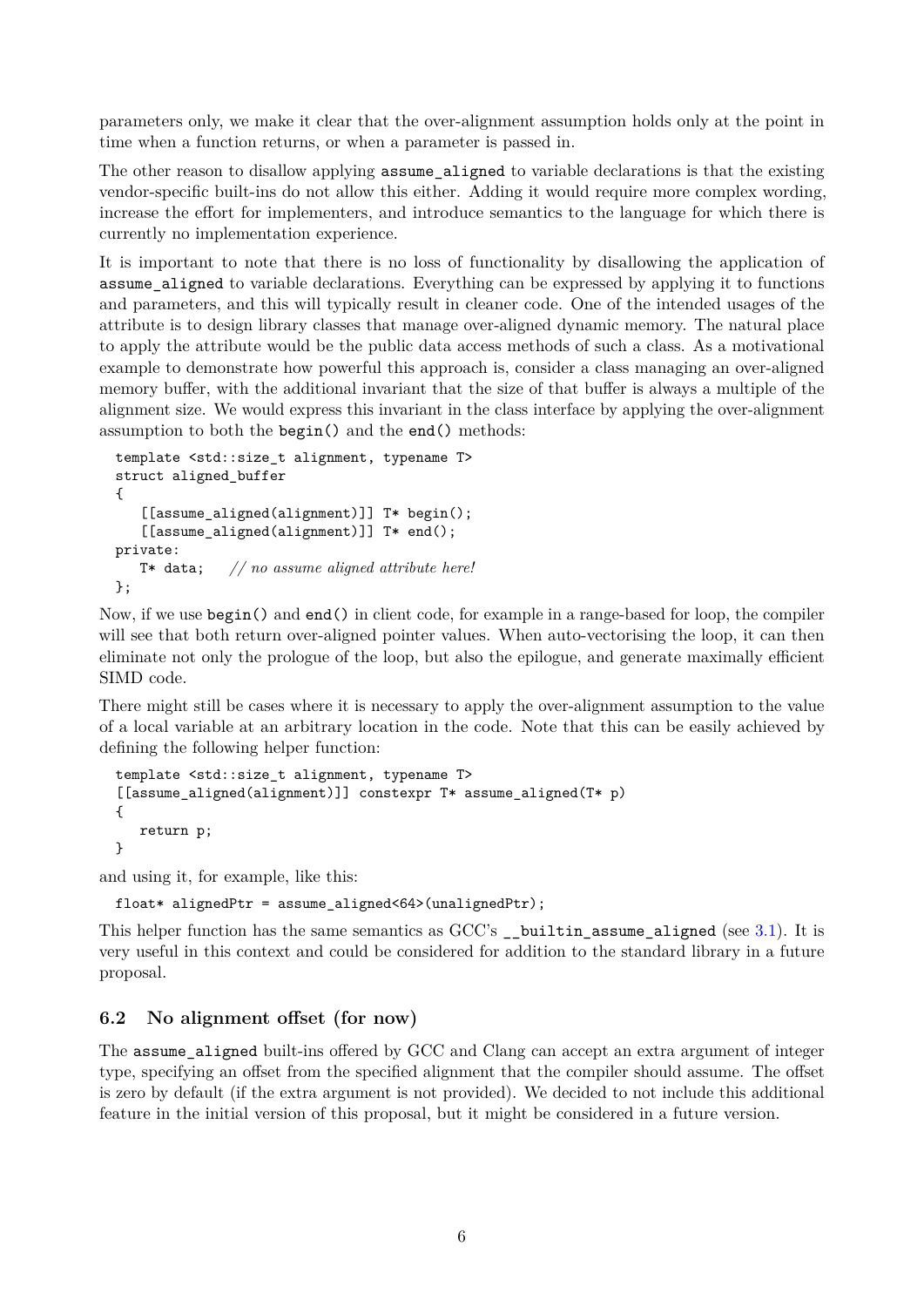parameters only, we make it clear that the over-alignment assumption holds only at the point in time when a function returns, or when a parameter is passed in.

The other reason to disallow applying `assume_aligned` to variable declarations is that the existing vendor-specific built-ins do not allow this either. Adding it would require more complex wording, increase the effort for implementers, and introduce semantics to the language for which there is currently no implementation experience.

It is important to note that there is no loss of functionality by disallowing the application of `assume_aligned` to variable declarations. Everything can be expressed by applying it to functions and parameters, and this will typically result in cleaner code. One of the intended usages of the attribute is to design library classes that manage over-aligned dynamic memory. The natural place to apply the attribute would be the public data access methods of such a class. As a motivational example to demonstrate how powerful this approach is, consider a class managing an over-aligned memory buffer, with the additional invariant that the size of that buffer is always a multiple of the alignment size. We would express this invariant in the class interface by applying the over-alignment assumption to both the `begin()` and the `end()` methods:

```
template <std::size_t alignment, typename T>
struct aligned_buffer
{
   [[assume_aligned(alignment)]] T* begin();
   [[assume_aligned(alignment)]] T* end();
private:
   T* data;   // no assume aligned attribute here!
};
```

Now, if we use `begin()` and `end()` in client code, for example in a range-based for loop, the compiler will see that both return over-aligned pointer values. When auto-vectorising the loop, it can then eliminate not only the prologue of the loop, but also the epilogue, and generate maximally efficient SIMD code.

There might still be cases where it is necessary to apply the over-alignment assumption to the value of a local variable at an arbitrary location in the code. Note that this can be easily achieved by defining the following helper function:

```
template <std::size_t alignment, typename T>
[[assume_aligned(alignment)]] constexpr T* assume_aligned(T* p)
{
   return p;
}
```

and using it, for example, like this:

```
float* alignedPtr = assume_aligned<64>(unalignedPtr);
```

This helper function has the same semantics as GCC's `__builtin_assume_aligned` (see 3.1). It is very useful in this context and could be considered for addition to the standard library in a future proposal.

### 6.2 No alignment offset (for now)

The `assume_aligned` built-ins offered by GCC and Clang can accept an extra argument of integer type, specifying an offset from the specified alignment that the compiler should assume. The offset is zero by default (if the extra argument is not provided). We decided to not include this additional feature in the initial version of this proposal, but it might be considered in a future version.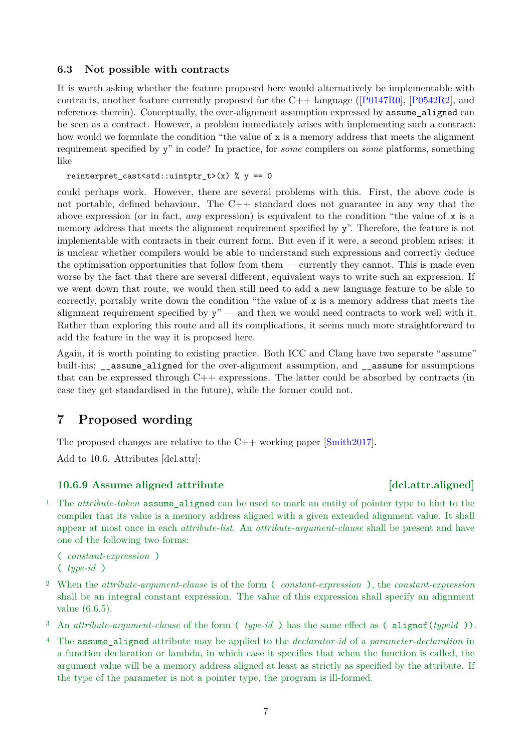### 6.3 Not possible with contracts

It is worth asking whether the feature proposed here would alternatively be implementable with contracts, another feature currently proposed for the C++ language ([P0147R0], [P0542R2], and references therein). Conceptually, the over-alignment assumption expressed by `assume_aligned` can be seen as a contract. However, a problem immediately arises with implementing such a contract: how would we formulate the condition "the value of `x` is a memory address that meets the alignment requirement specified by `y`" in code? In practice, for *some* compilers on *some* platforms, something like

```
reinterpret_cast<std::uintptr_t>(x) % y == 0
```

could perhaps work. However, there are several problems with this. First, the above code is not portable, defined behaviour. The C++ standard does not guarantee in any way that the above expression (or in fact, *any* expression) is equivalent to the condition "the value of `x` is a memory address that meets the alignment requirement specified by `y`". Therefore, the feature is not implementable with contracts in their current form. But even if it were, a second problem arises: it is unclear whether compilers would be able to understand such expressions and correctly deduce the optimisation opportunities that follow from them — currently they cannot. This is made even worse by the fact that there are several different, equivalent ways to write such an expression. If we went down that route, we would then still need to add a new language feature to be able to correctly, portably write down the condition "the value of `x` is a memory address that meets the alignment requirement specified by `y`" — and then we would need contracts to work well with it. Rather than exploring this route and all its complications, it seems much more straightforward to add the feature in the way it is proposed here.

Again, it is worth pointing to existing practice. Both ICC and Clang have two separate "assume" built-ins: `__assume_aligned` for the over-alignment assumption, and `__assume` for assumptions that can be expressed through C++ expressions. The latter could be absorbed by contracts (in case they get standardised in the future), while the former could not.

## 7 Proposed wording

The proposed changes are relative to the C++ working paper [Smith2017].

Add to 10.6. Attributes [dcl.attr]:

### 10.6.9 Assume aligned attribute [dcl.attr.aligned]

1 The *attribute-token* `assume_aligned` can be used to mark an entity of pointer type to hint to the compiler that its value is a memory address aligned with a given extended alignment value. It shall appear at most once in each *attribute-list*. An *attribute-argument-clause* shall be present and have one of the following two forms:

( *constant-expression* )
( *type-id* )

2 When the *attribute-argument-clause* is of the form ( *constant-expression* ), the *constant-expression* shall be an integral constant expression. The value of this expression shall specify an alignment value (6.6.5).

3 An *attribute-argument-clause* of the form ( *type-id* ) has the same effect as ( `alignof(`*typeid*`)` ).

4 The `assume_aligned` attribute may be applied to the *declarator-id* of a *parameter-declaration* in a function declaration or lambda, in which case it specifies that when the function is called, the argument value will be a memory address aligned at least as strictly as specified by the attribute. If the type of the parameter is not a pointer type, the program is ill-formed.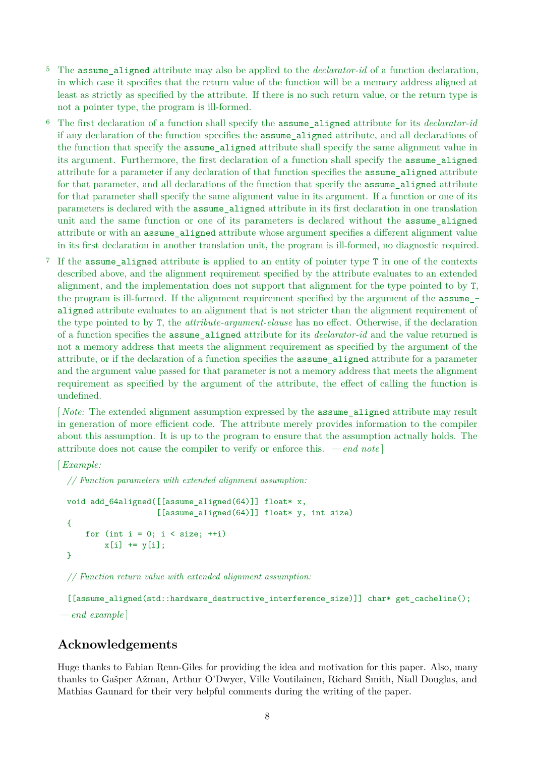5 The `assume_aligned` attribute may also be applied to the *declarator-id* of a function declaration, in which case it specifies that the return value of the function will be a memory address aligned at least as strictly as specified by the attribute. If there is no such return value, or the return type is not a pointer type, the program is ill-formed.

6 The first declaration of a function shall specify the `assume_aligned` attribute for its *declarator-id* if any declaration of the function specifies the `assume_aligned` attribute, and all declarations of the function that specify the `assume_aligned` attribute shall specify the same alignment value in its argument. Furthermore, the first declaration of a function shall specify the `assume_aligned` attribute for a parameter if any declaration of that function specifies the `assume_aligned` attribute for that parameter, and all declarations of the function that specify the `assume_aligned` attribute for that parameter shall specify the same alignment value in its argument. If a function or one of its parameters is declared with the `assume_aligned` attribute in its first declaration in one translation unit and the same function or one of its parameters is declared without the `assume_aligned` attribute or with an `assume_aligned` attribute whose argument specifies a different alignment value in its first declaration in another translation unit, the program is ill-formed, no diagnostic required.

7 If the `assume_aligned` attribute is applied to an entity of pointer type `T` in one of the contexts described above, and the alignment requirement specified by the attribute evaluates to an extended alignment, and the implementation does not support that alignment for the type pointed to by `T`, the program is ill-formed. If the alignment requirement specified by the argument of the `assume_aligned` attribute evaluates to an alignment that is not stricter than the alignment requirement of the type pointed to by `T`, the *attribute-argument-clause* has no effect. Otherwise, if the declaration of a function specifies the `assume_aligned` attribute for its *declarator-id* and the value returned is not a memory address that meets the alignment requirement as specified by the argument of the attribute, or if the declaration of a function specifies the `assume_aligned` attribute for a parameter and the argument value passed for that parameter is not a memory address that meets the alignment requirement as specified by the argument of the attribute, the effect of calling the function is undefined.

[ *Note:* The extended alignment assumption expressed by the `assume_aligned` attribute may result in generation of more efficient code. The attribute merely provides information to the compiler about this assumption. It is up to the program to ensure that the assumption actually holds. The attribute does not cause the compiler to verify or enforce this. — *end note* ]

[ *Example:*

```
// Function parameters with extended alignment assumption:

void add_64aligned([[assume_aligned(64)]] float* x,
                   [[assume_aligned(64)]] float* y, int size)
{
    for (int i = 0; i < size; ++i)
        x[i] += y[i];
}

// Function return value with extended alignment assumption:

[[assume_aligned(std::hardware_destructive_interference_size)]] char* get_cacheline();
```

— *end example* ]

## Acknowledgements

Huge thanks to Fabian Renn-Giles for providing the idea and motivation for this paper. Also, many thanks to Gašper Ažman, Arthur O'Dwyer, Ville Voutilainen, Richard Smith, Niall Douglas, and Mathias Gaunard for their very helpful comments during the writing of the paper.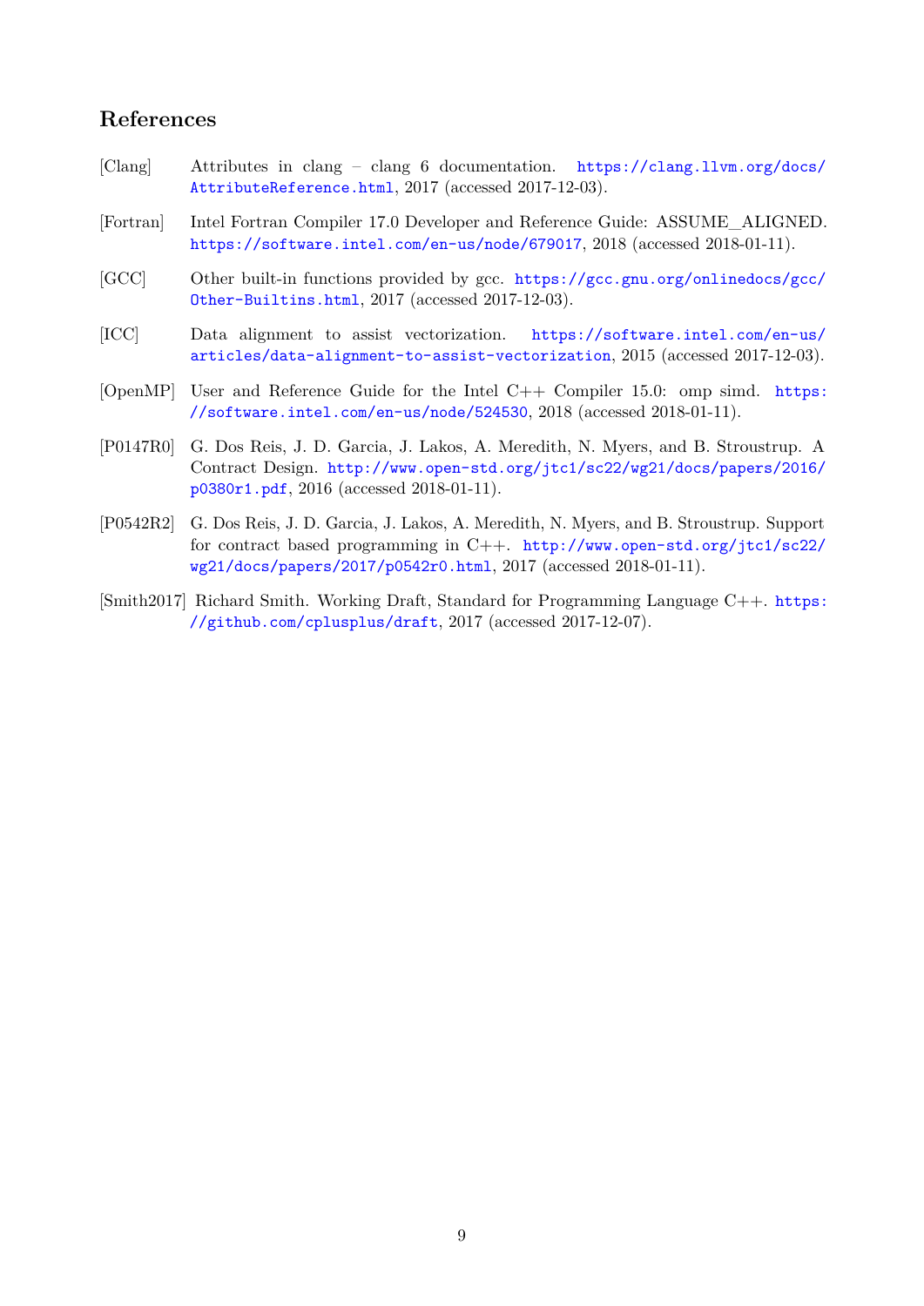## References

[Clang] Attributes in clang – clang 6 documentation. https://clang.llvm.org/docs/AttributeReference.html, 2017 (accessed 2017-12-03).

[Fortran] Intel Fortran Compiler 17.0 Developer and Reference Guide: ASSUME_ALIGNED. https://software.intel.com/en-us/node/679017, 2018 (accessed 2018-01-11).

[GCC] Other built-in functions provided by gcc. https://gcc.gnu.org/onlinedocs/gcc/Other-Builtins.html, 2017 (accessed 2017-12-03).

[ICC] Data alignment to assist vectorization. https://software.intel.com/en-us/articles/data-alignment-to-assist-vectorization, 2015 (accessed 2017-12-03).

[OpenMP] User and Reference Guide for the Intel C++ Compiler 15.0: omp simd. https://software.intel.com/en-us/node/524530, 2018 (accessed 2018-01-11).

[P0147R0] G. Dos Reis, J. D. Garcia, J. Lakos, A. Meredith, N. Myers, and B. Stroustrup. A Contract Design. http://www.open-std.org/jtc1/sc22/wg21/docs/papers/2016/p0380r1.pdf, 2016 (accessed 2018-01-11).

[P0542R2] G. Dos Reis, J. D. Garcia, J. Lakos, A. Meredith, N. Myers, and B. Stroustrup. Support for contract based programming in C++. http://www.open-std.org/jtc1/sc22/wg21/docs/papers/2017/p0542r0.html, 2017 (accessed 2018-01-11).

[Smith2017] Richard Smith. Working Draft, Standard for Programming Language C++. https://github.com/cplusplus/draft, 2017 (accessed 2017-12-07).